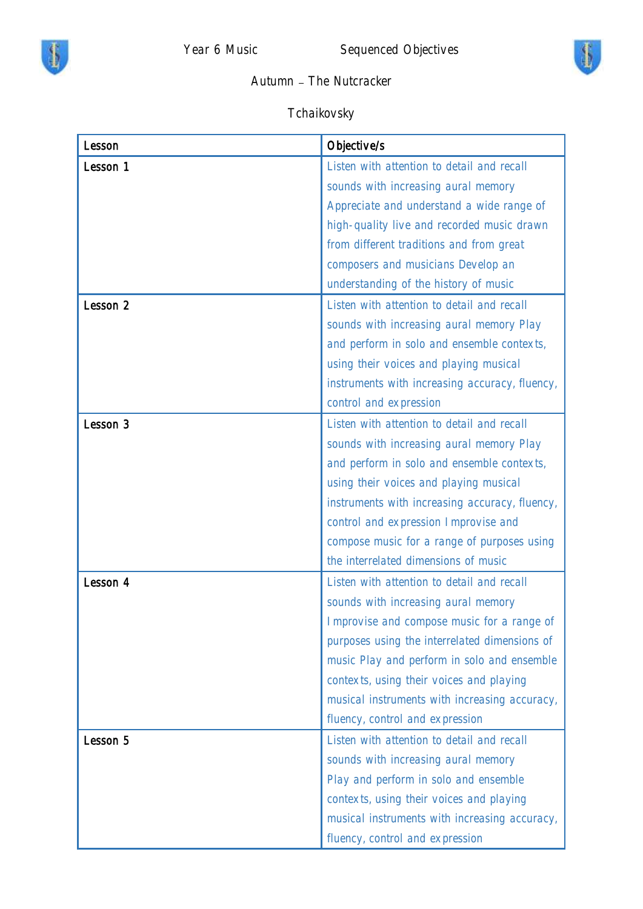Year 6 Music Sequenced Objectives

Autumn – The Nutcracker

Tchaikovsky

| Lesson | Objective/s |
| --- | --- |
| Lesson 1 | Listen with attention to detail and recall sounds with increasing aural memory Appreciate and understand a wide range of high-quality live and recorded music drawn from different traditions and from great composers and musicians Develop an understanding of the history of music |
| Lesson 2 | Listen with attention to detail and recall sounds with increasing aural memory Play and perform in solo and ensemble contexts, using their voices and playing musical instruments with increasing accuracy, fluency, control and expression |
| Lesson 3 | Listen with attention to detail and recall sounds with increasing aural memory Play and perform in solo and ensemble contexts, using their voices and playing musical instruments with increasing accuracy, fluency, control and expression Improvise and compose music for a range of purposes using the interrelated dimensions of music |
| Lesson 4 | Listen with attention to detail and recall sounds with increasing aural memory Improvise and compose music for a range of purposes using the interrelated dimensions of music Play and perform in solo and ensemble contexts, using their voices and playing musical instruments with increasing accuracy, fluency, control and expression |
| Lesson 5 | Listen with attention to detail and recall sounds with increasing aural memory Play and perform in solo and ensemble contexts, using their voices and playing musical instruments with increasing accuracy, fluency, control and expression |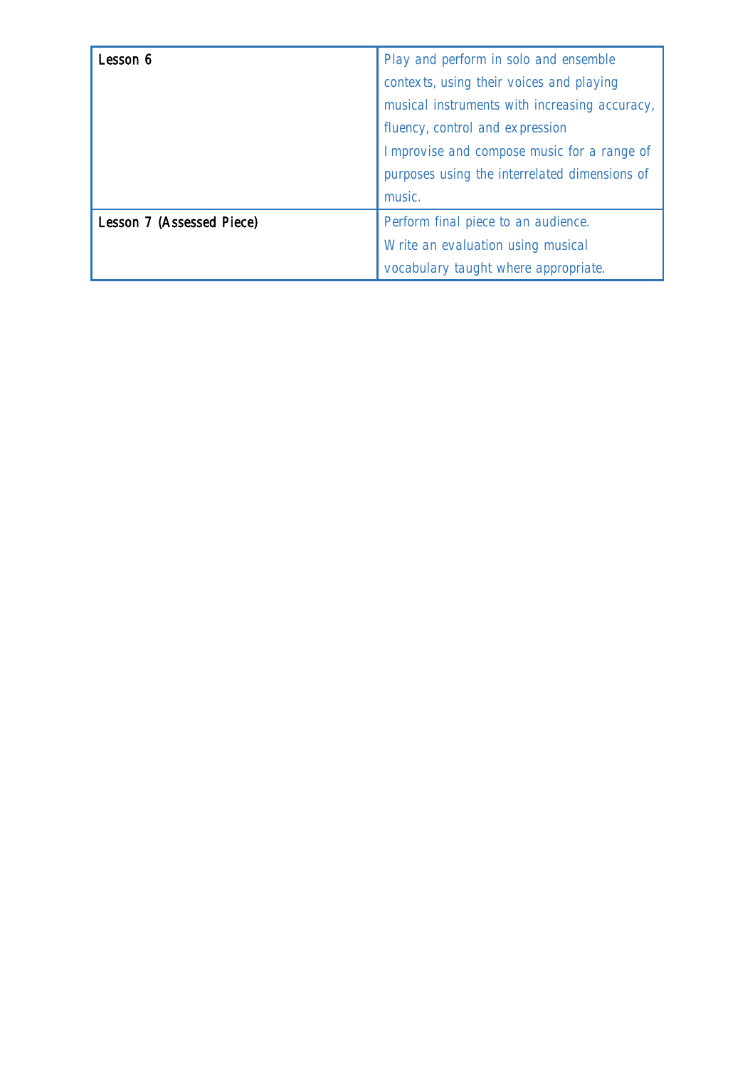| | |
|---|---|
| Lesson 6 | Play and perform in solo and ensemble contexts, using their voices and playing musical instruments with increasing accuracy, fluency, control and expression<br>Improvise and compose music for a range of purposes using the interrelated dimensions of music. |
| Lesson 7 (Assessed Piece) | Perform final piece to an audience.<br>Write an evaluation using musical vocabulary taught where appropriate. |